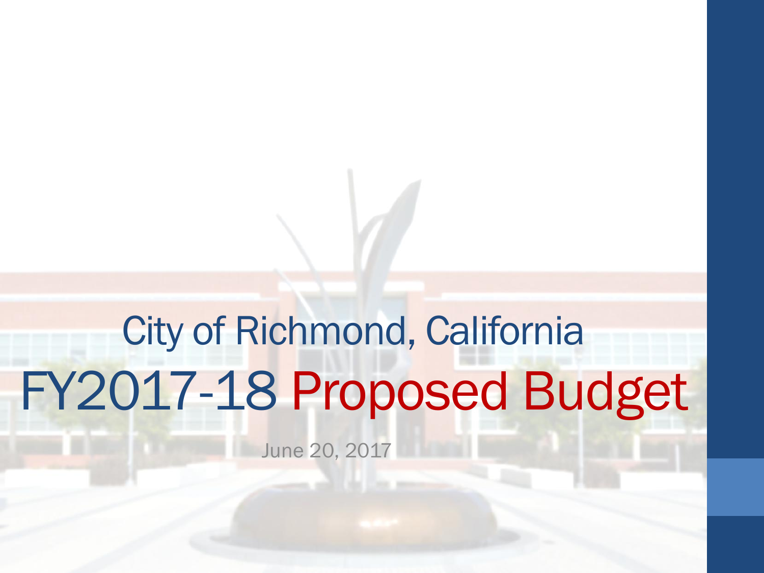# City of Richmond, California

# FY2017-18 Proposed Budget

June 20, 2017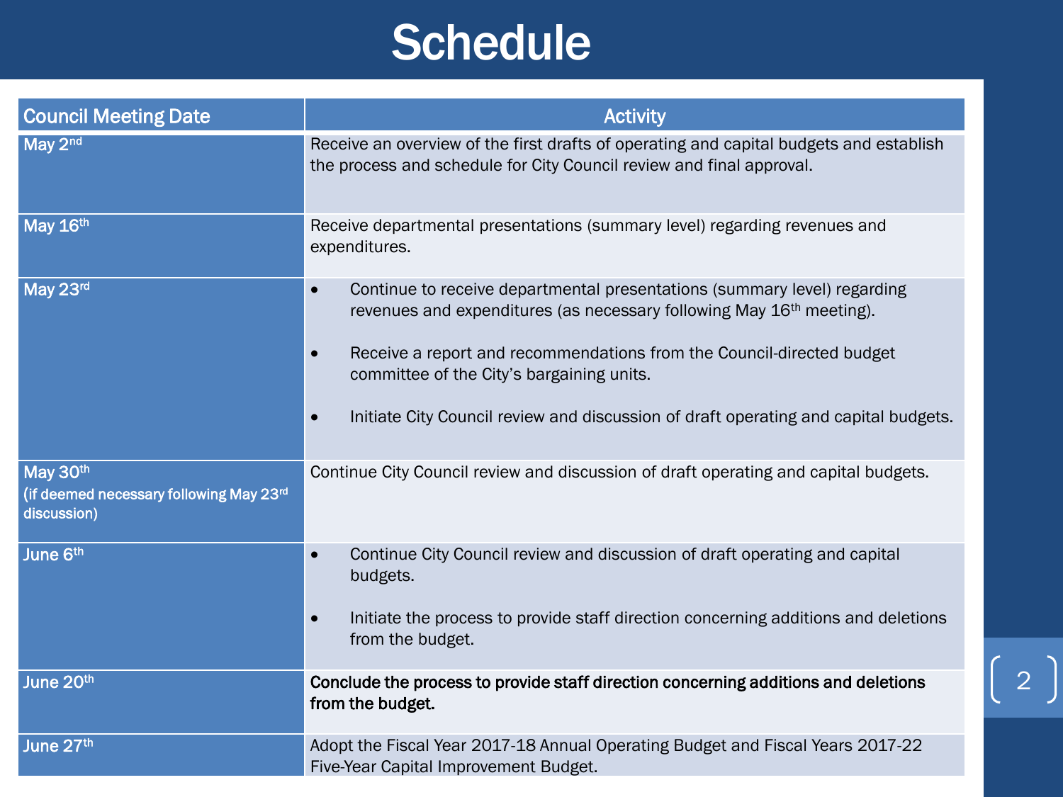# Schedule

| Council Meeting Date | Activity |
|---|---|
| May 2nd | Receive an overview of the first drafts of operating and capital budgets and establish the process and schedule for City Council review and final approval. |
| May 16th | Receive departmental presentations (summary level) regarding revenues and expenditures. |
| May 23rd | • Continue to receive departmental presentations (summary level) regarding revenues and expenditures (as necessary following May 16th meeting).<br><br>• Receive a report and recommendations from the Council-directed budget committee of the City's bargaining units.<br><br>• Initiate City Council review and discussion of draft operating and capital budgets. |
| May 30th (if deemed necessary following May 23rd discussion) | Continue City Council review and discussion of draft operating and capital budgets. |
| June 6th | • Continue City Council review and discussion of draft operating and capital budgets.<br><br>• Initiate the process to provide staff direction concerning additions and deletions from the budget. |
| June 20th | **Conclude the process to provide staff direction concerning additions and deletions from the budget.** |
| June 27th | Adopt the Fiscal Year 2017-18 Annual Operating Budget and Fiscal Years 2017-22 Five-Year Capital Improvement Budget. |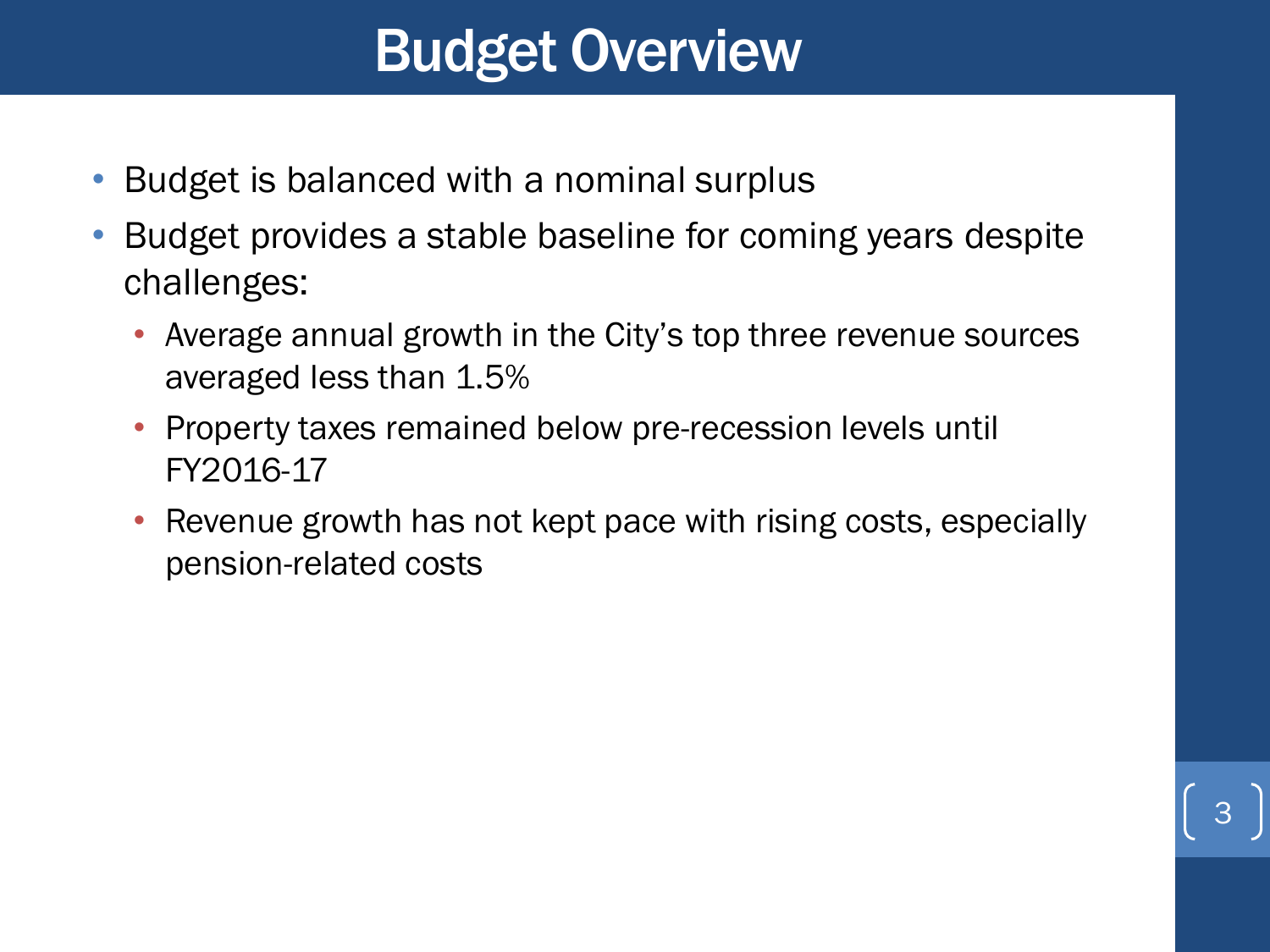# Budget Overview

- Budget is balanced with a nominal surplus
- Budget provides a stable baseline for coming years despite challenges:
  - Average annual growth in the City's top three revenue sources averaged less than 1.5%
  - Property taxes remained below pre-recession levels until FY2016-17
  - Revenue growth has not kept pace with rising costs, especially pension-related costs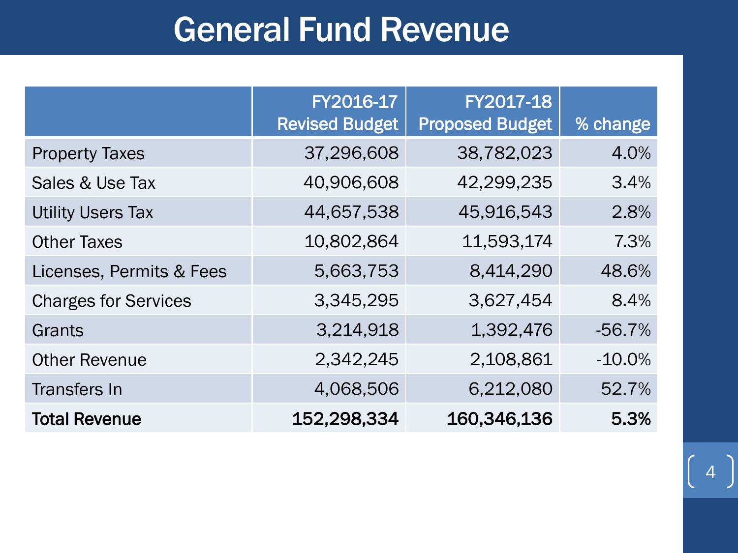# General Fund Revenue

| | FY2016-17 Revised Budget | FY2017-18 Proposed Budget | % change |
|---|---:|---:|---:|
| Property Taxes | 37,296,608 | 38,782,023 | 4.0% |
| Sales & Use Tax | 40,906,608 | 42,299,235 | 3.4% |
| Utility Users Tax | 44,657,538 | 45,916,543 | 2.8% |
| Other Taxes | 10,802,864 | 11,593,174 | 7.3% |
| Licenses, Permits & Fees | 5,663,753 | 8,414,290 | 48.6% |
| Charges for Services | 3,345,295 | 3,627,454 | 8.4% |
| Grants | 3,214,918 | 1,392,476 | -56.7% |
| Other Revenue | 2,342,245 | 2,108,861 | -10.0% |
| Transfers In | 4,068,506 | 6,212,080 | 52.7% |
| **Total Revenue** | **152,298,334** | **160,346,136** | **5.3%** |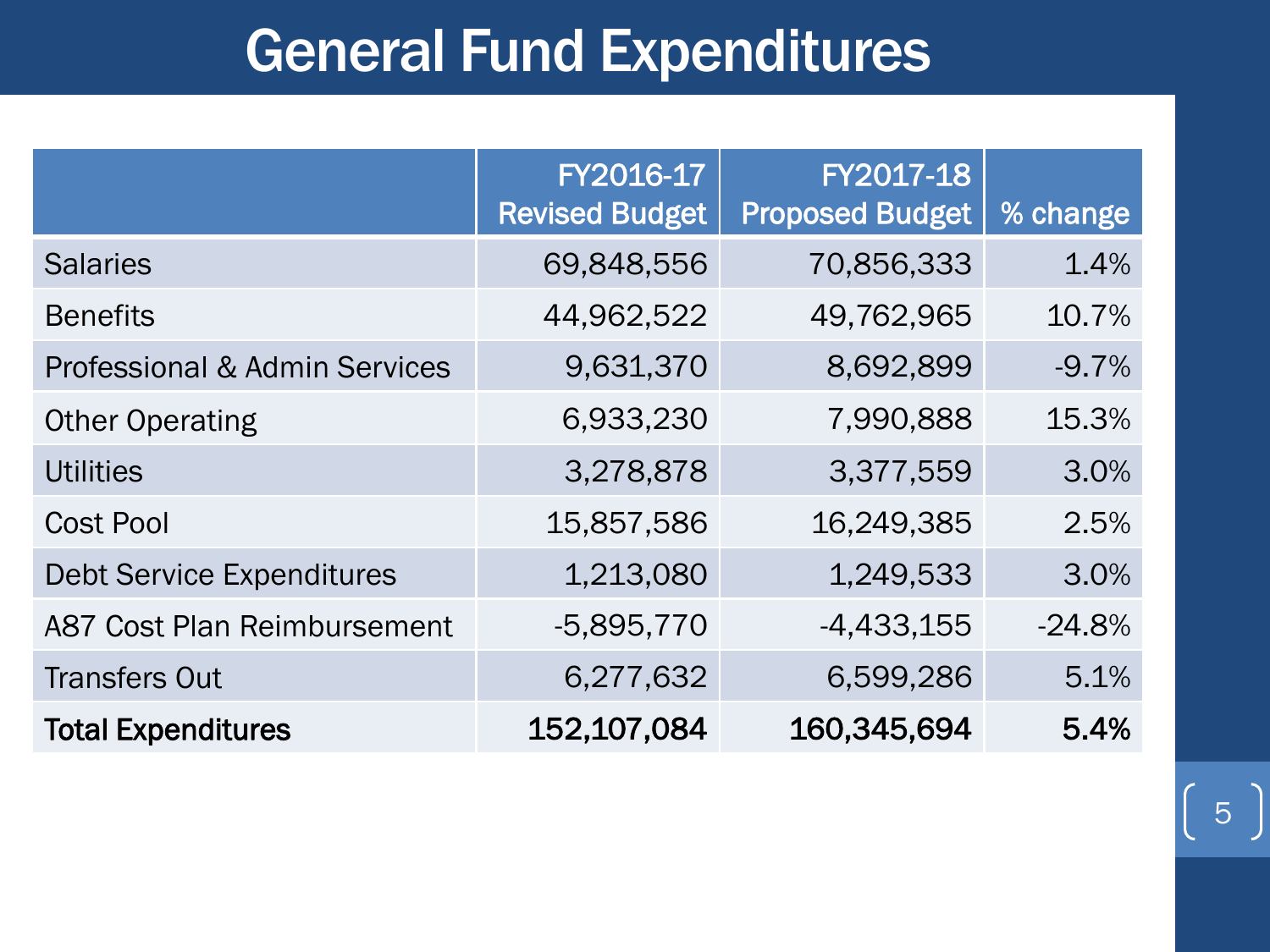# General Fund Expenditures

| | FY2016-17 Revised Budget | FY2017-18 Proposed Budget | % change |
|---|---|---|---|
| Salaries | 69,848,556 | 70,856,333 | 1.4% |
| Benefits | 44,962,522 | 49,762,965 | 10.7% |
| Professional & Admin Services | 9,631,370 | 8,692,899 | -9.7% |
| Other Operating | 6,933,230 | 7,990,888 | 15.3% |
| Utilities | 3,278,878 | 3,377,559 | 3.0% |
| Cost Pool | 15,857,586 | 16,249,385 | 2.5% |
| Debt Service Expenditures | 1,213,080 | 1,249,533 | 3.0% |
| A87 Cost Plan Reimbursement | -5,895,770 | -4,433,155 | -24.8% |
| Transfers Out | 6,277,632 | 6,599,286 | 5.1% |
| **Total Expenditures** | **152,107,084** | **160,345,694** | **5.4%** |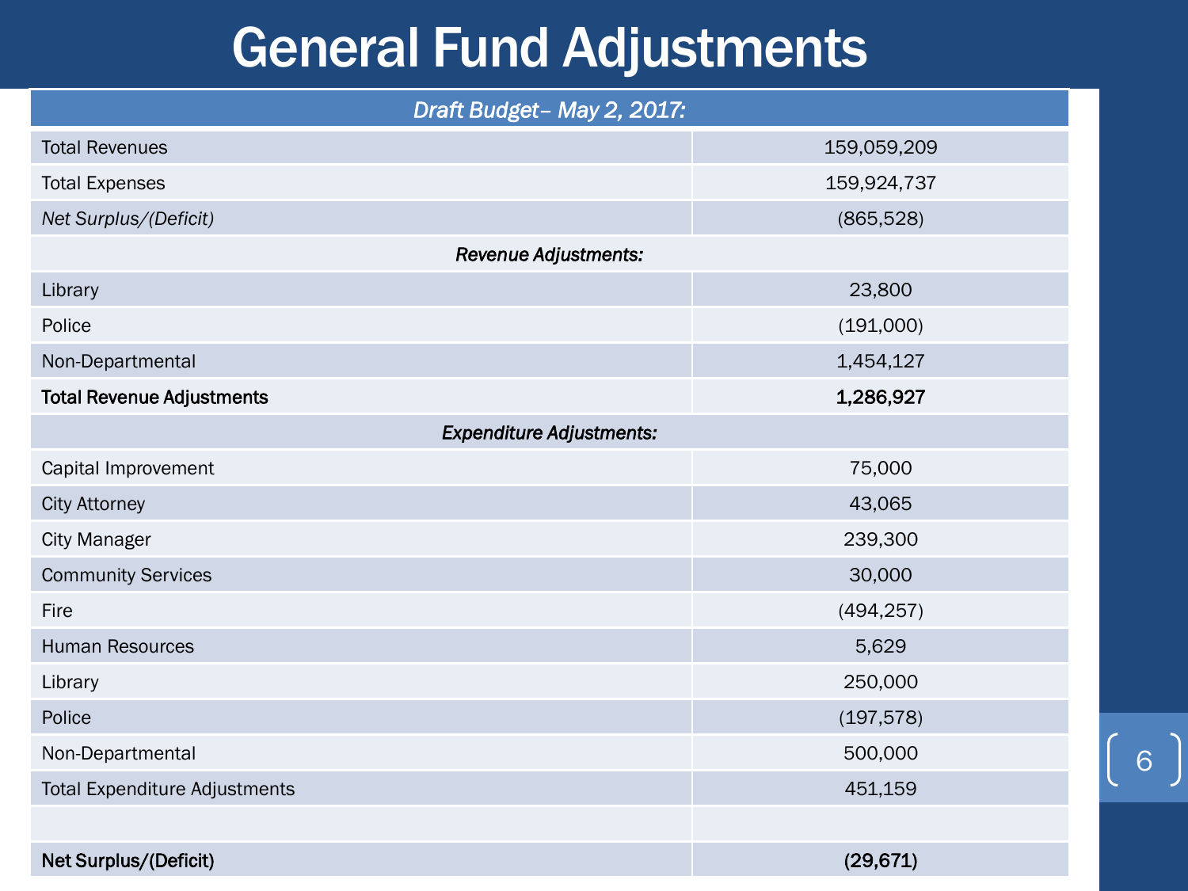# General Fund Adjustments

| *Draft Budget– May 2, 2017:* | |
|---|---|
| Total Revenues | 159,059,209 |
| Total Expenses | 159,924,737 |
| *Net Surplus/(Deficit)* | (865,528) |
| ***Revenue Adjustments:*** | |
| Library | 23,800 |
| Police | (191,000) |
| Non-Departmental | 1,454,127 |
| **Total Revenue Adjustments** | **1,286,927** |
| ***Expenditure Adjustments:*** | |
| Capital Improvement | 75,000 |
| City Attorney | 43,065 |
| City Manager | 239,300 |
| Community Services | 30,000 |
| Fire | (494,257) |
| Human Resources | 5,629 |
| Library | 250,000 |
| Police | (197,578) |
| Non-Departmental | 500,000 |
| Total Expenditure Adjustments | 451,159 |
| | |
| **Net Surplus/(Deficit)** | **(29,671)** |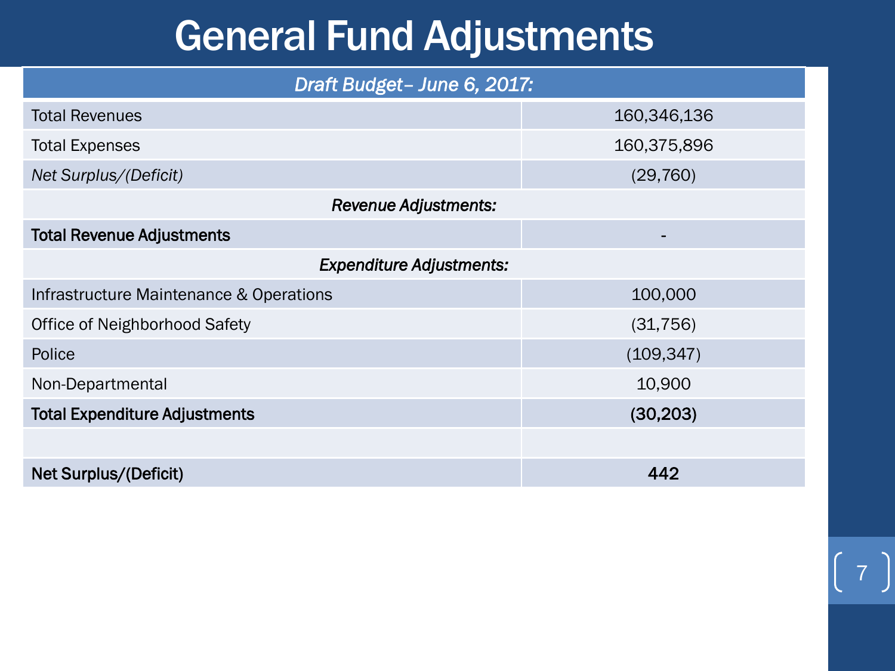# General Fund Adjustments

| *Draft Budget– June 6, 2017:* | |
|---|---|
| Total Revenues | 160,346,136 |
| Total Expenses | 160,375,896 |
| *Net Surplus/(Deficit)* | (29,760) |
| *Revenue Adjustments:* | |
| **Total Revenue Adjustments** | - |
| *Expenditure Adjustments:* | |
| Infrastructure Maintenance & Operations | 100,000 |
| Office of Neighborhood Safety | (31,756) |
| Police | (109,347) |
| Non-Departmental | 10,900 |
| **Total Expenditure Adjustments** | **(30,203)** |
| | |
| **Net Surplus/(Deficit)** | **442** |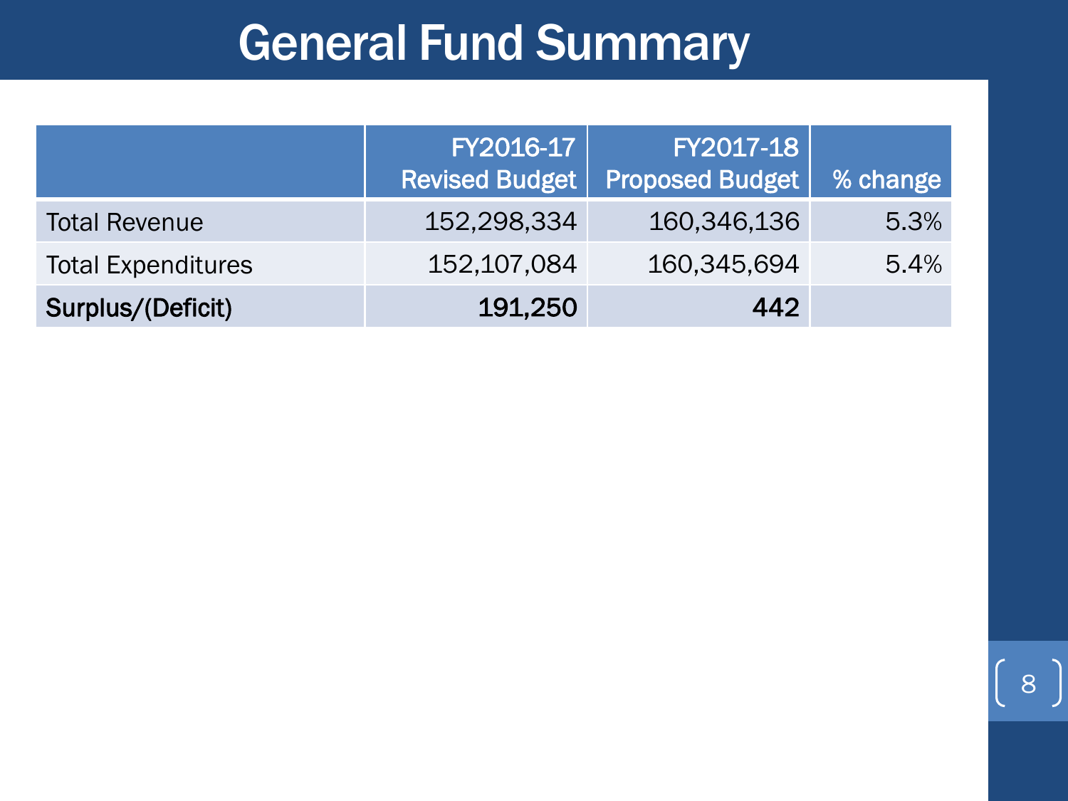# General Fund Summary

| | FY2016-17 Revised Budget | FY2017-18 Proposed Budget | % change |
|---|---|---|---|
| Total Revenue | 152,298,334 | 160,346,136 | 5.3% |
| Total Expenditures | 152,107,084 | 160,345,694 | 5.4% |
| **Surplus/(Deficit)** | **191,250** | **442** | |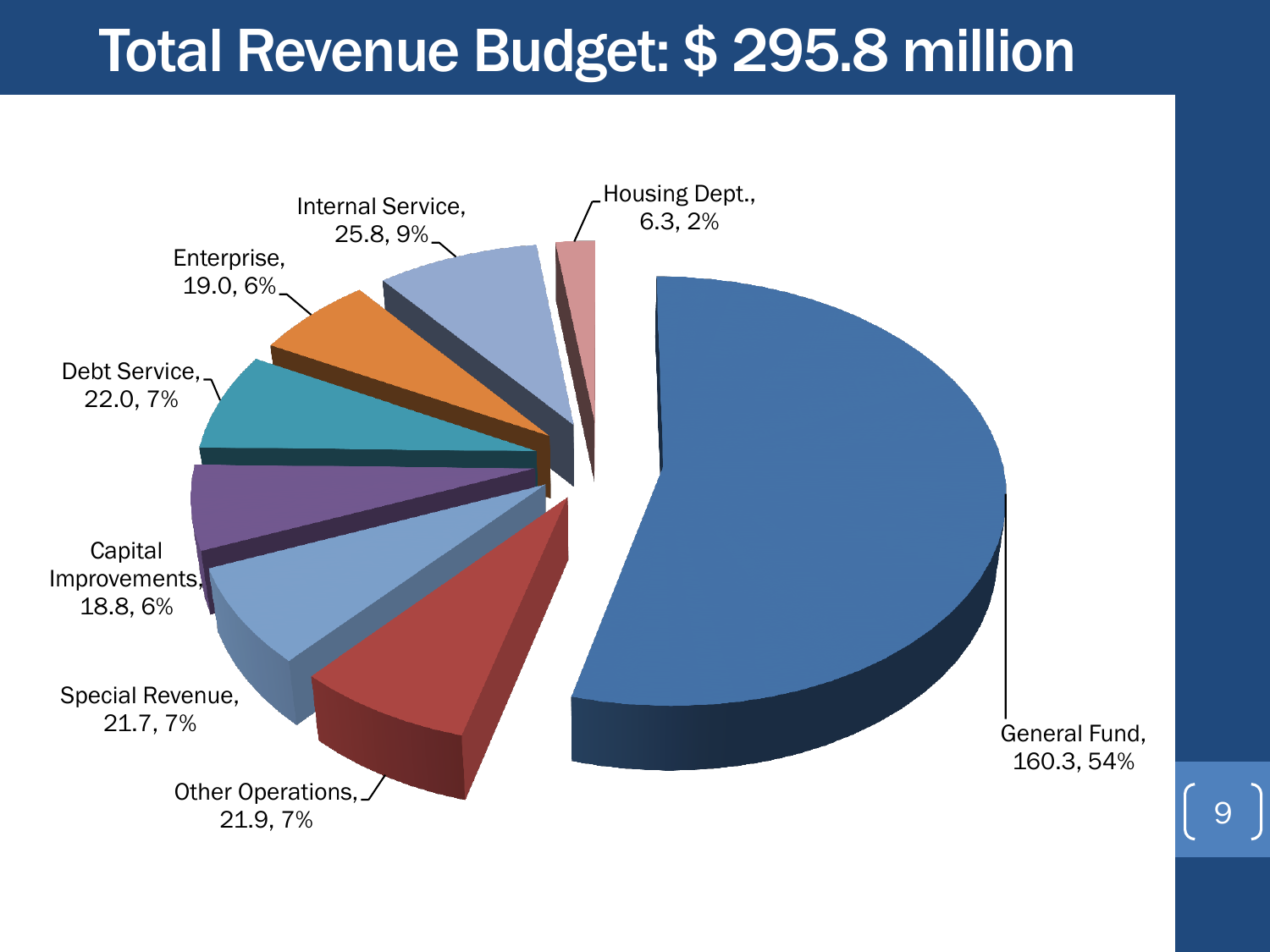# Total Revenue Budget: $ 295.8 million

| Category | Amount | Percent |
|---|---|---|
| General Fund | 160.3 | 54% |
| Other Operations | 21.9 | 7% |
| Special Revenue | 21.7 | 7% |
| Capital Improvements | 18.8 | 6% |
| Debt Service | 22.0 | 7% |
| Enterprise | 19.0 | 6% |
| Internal Service | 25.8 | 9% |
| Housing Dept. | 6.3 | 2% |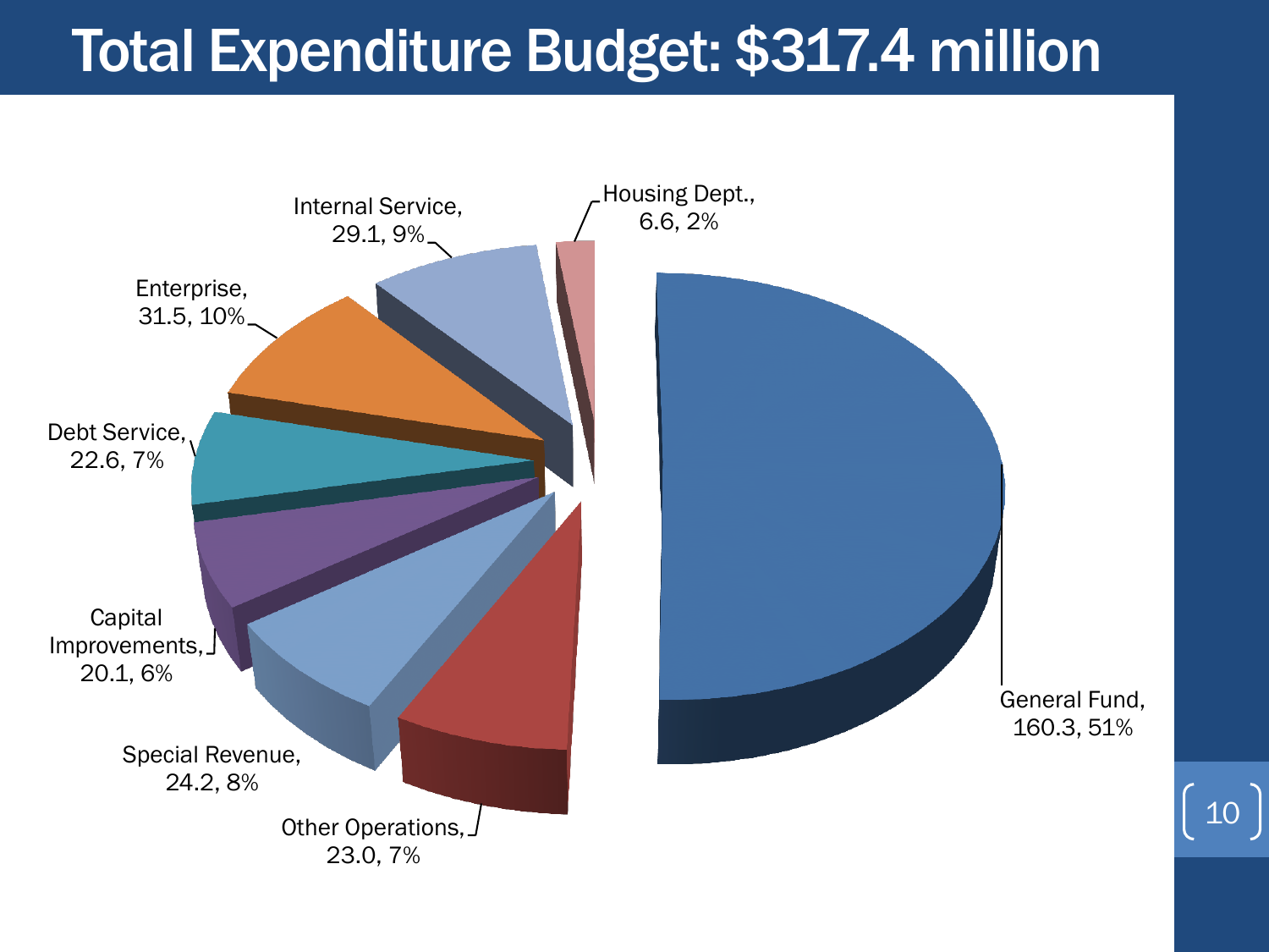# Total Expenditure Budget: $317.4 million

Housing Dept., 6.6, 2%

General Fund, 160.3, 51%

Other Operations, 23.0, 7%

Special Revenue, 24.2, 8%

Capital Improvements, 20.1, 6%

Debt Service, 22.6, 7%

Enterprise, 31.5, 10%

Internal Service, 29.1, 9%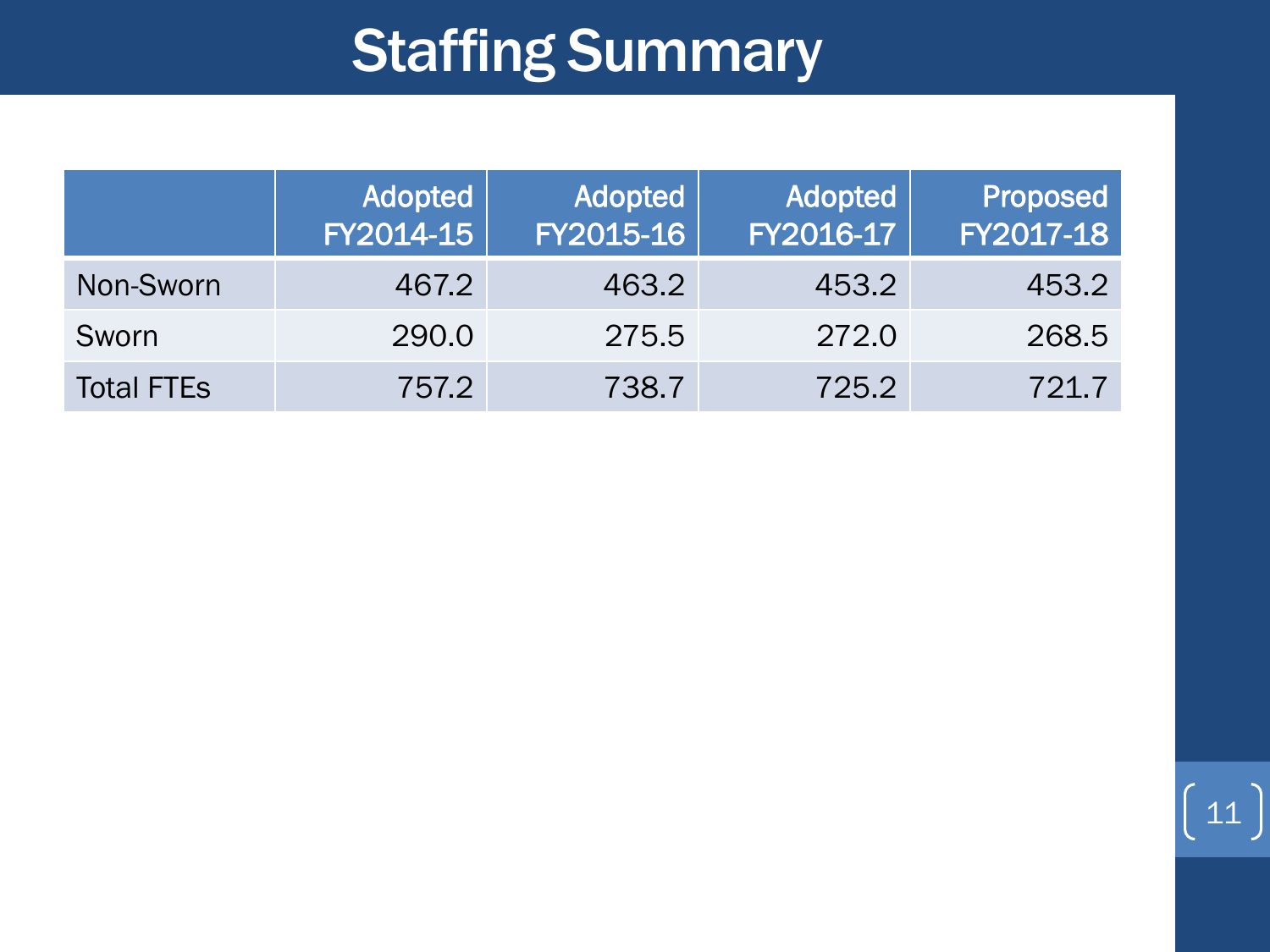# Staffing Summary

| | Adopted FY2014-15 | Adopted FY2015-16 | Adopted FY2016-17 | Proposed FY2017-18 |
|---|---|---|---|---|
| Non-Sworn | 467.2 | 463.2 | 453.2 | 453.2 |
| Sworn | 290.0 | 275.5 | 272.0 | 268.5 |
| Total FTEs | 757.2 | 738.7 | 725.2 | 721.7 |